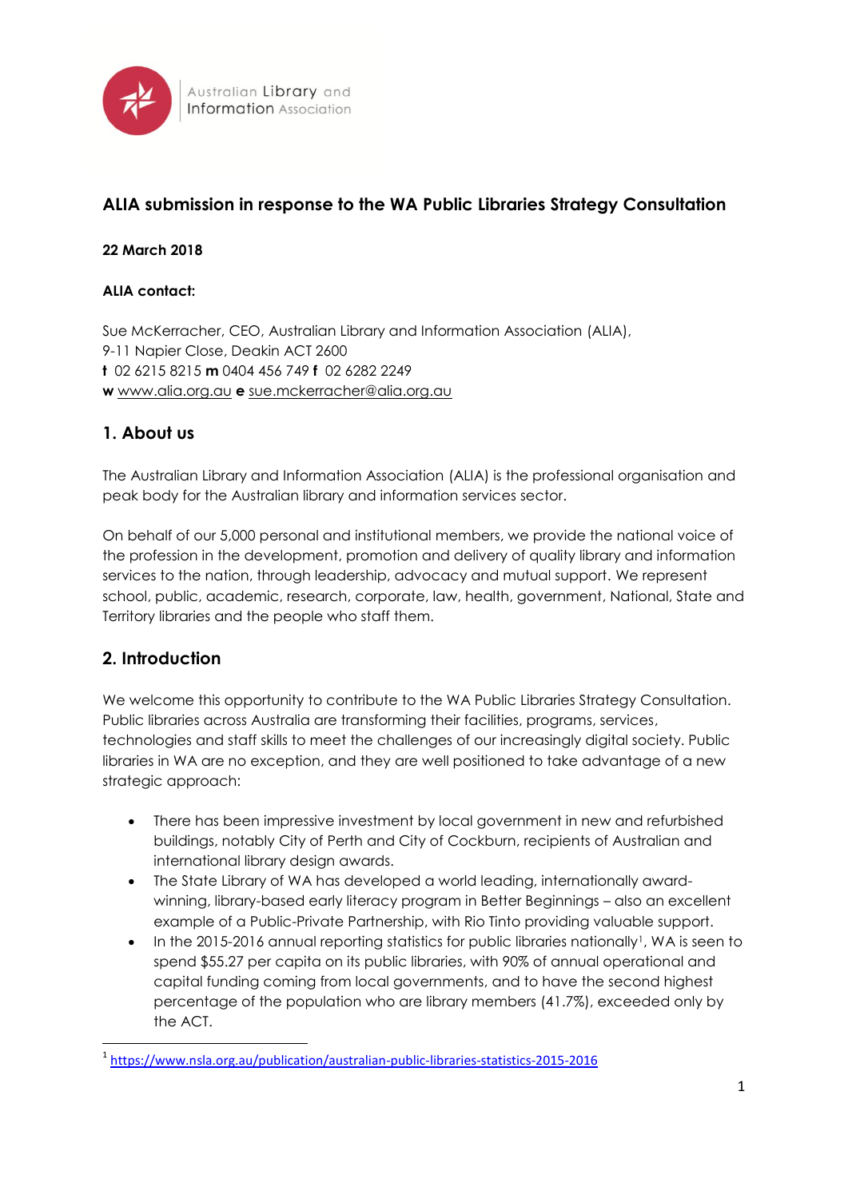# ALIA submission in response to the WA Public Libraries Strategy Consultation

**22 March 2018**

**ALIA contact:**

Sue McKerracher, CEO, Australian Library and Information Association (ALIA),
9-11 Napier Close, Deakin ACT 2600
**t** 02 6215 8215 **m** 0404 456 749 **f** 02 6282 2249
**w** www.alia.org.au **e** sue.mckerracher@alia.org.au

## 1. About us

The Australian Library and Information Association (ALIA) is the professional organisation and peak body for the Australian library and information services sector.

On behalf of our 5,000 personal and institutional members, we provide the national voice of the profession in the development, promotion and delivery of quality library and information services to the nation, through leadership, advocacy and mutual support. We represent school, public, academic, research, corporate, law, health, government, National, State and Territory libraries and the people who staff them.

## 2. Introduction

We welcome this opportunity to contribute to the WA Public Libraries Strategy Consultation. Public libraries across Australia are transforming their facilities, programs, services, technologies and staff skills to meet the challenges of our increasingly digital society. Public libraries in WA are no exception, and they are well positioned to take advantage of a new strategic approach:

- There has been impressive investment by local government in new and refurbished buildings, notably City of Perth and City of Cockburn, recipients of Australian and international library design awards.
- The State Library of WA has developed a world leading, internationally award-winning, library-based early literacy program in Better Beginnings – also an excellent example of a Public-Private Partnership, with Rio Tinto providing valuable support.
- In the 2015-2016 annual reporting statistics for public libraries nationally[1], WA is seen to spend $55.27 per capita on its public libraries, with 90% of annual operational and capital funding coming from local governments, and to have the second highest percentage of the population who are library members (41.7%), exceeded only by the ACT.

[1] https://www.nsla.org.au/publication/australian-public-libraries-statistics-2015-2016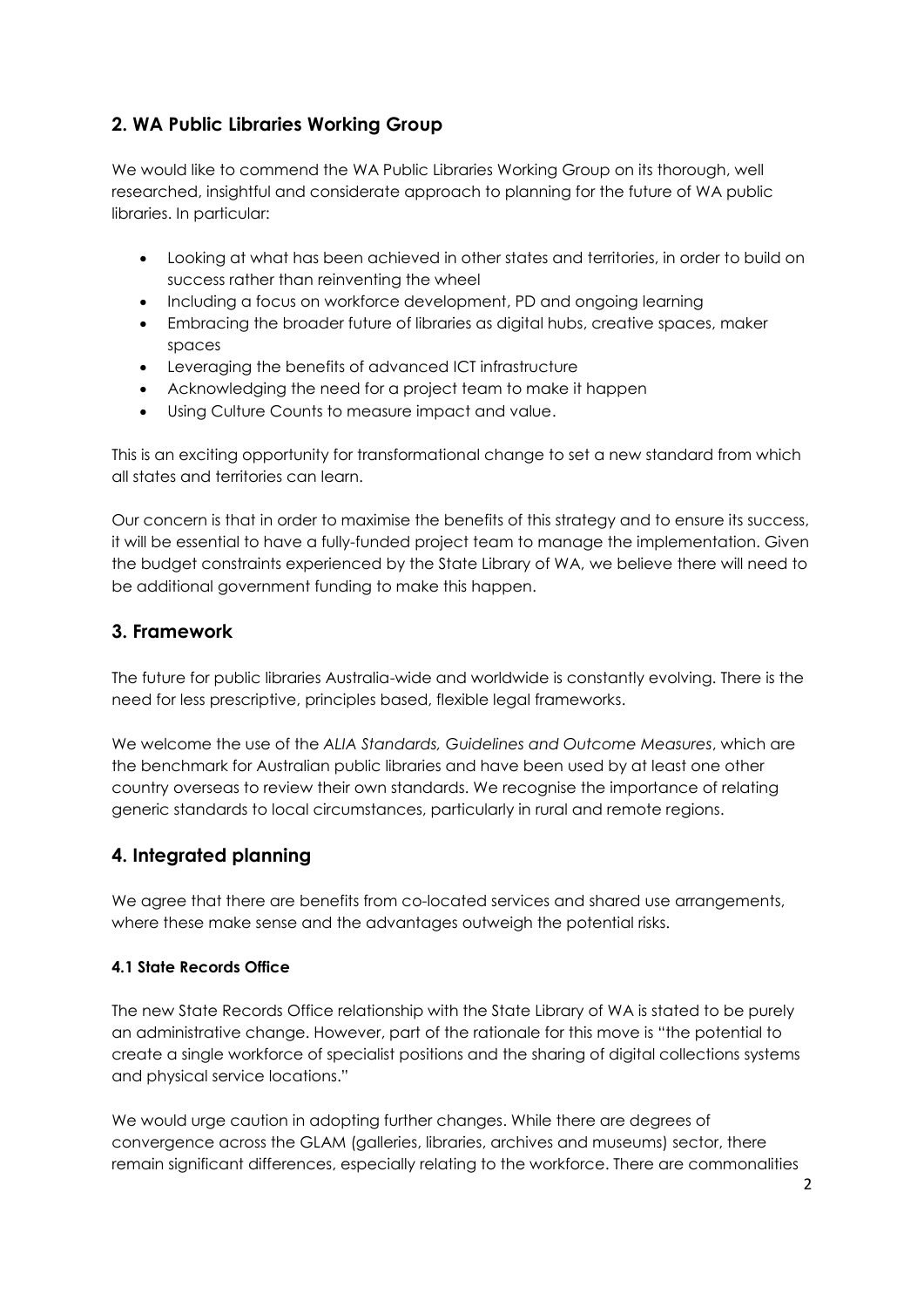## 2. WA Public Libraries Working Group

We would like to commend the WA Public Libraries Working Group on its thorough, well researched, insightful and considerate approach to planning for the future of WA public libraries. In particular:

- Looking at what has been achieved in other states and territories, in order to build on success rather than reinventing the wheel
- Including a focus on workforce development, PD and ongoing learning
- Embracing the broader future of libraries as digital hubs, creative spaces, maker spaces
- Leveraging the benefits of advanced ICT infrastructure
- Acknowledging the need for a project team to make it happen
- Using Culture Counts to measure impact and value.

This is an exciting opportunity for transformational change to set a new standard from which all states and territories can learn.

Our concern is that in order to maximise the benefits of this strategy and to ensure its success, it will be essential to have a fully-funded project team to manage the implementation. Given the budget constraints experienced by the State Library of WA, we believe there will need to be additional government funding to make this happen.

## 3. Framework

The future for public libraries Australia-wide and worldwide is constantly evolving. There is the need for less prescriptive, principles based, flexible legal frameworks.

We welcome the use of the *ALIA Standards, Guidelines and Outcome Measures*, which are the benchmark for Australian public libraries and have been used by at least one other country overseas to review their own standards. We recognise the importance of relating generic standards to local circumstances, particularly in rural and remote regions.

## 4. Integrated planning

We agree that there are benefits from co-located services and shared use arrangements, where these make sense and the advantages outweigh the potential risks.

#### 4.1 State Records Office

The new State Records Office relationship with the State Library of WA is stated to be purely an administrative change. However, part of the rationale for this move is "the potential to create a single workforce of specialist positions and the sharing of digital collections systems and physical service locations."

We would urge caution in adopting further changes. While there are degrees of convergence across the GLAM (galleries, libraries, archives and museums) sector, there remain significant differences, especially relating to the workforce. There are commonalities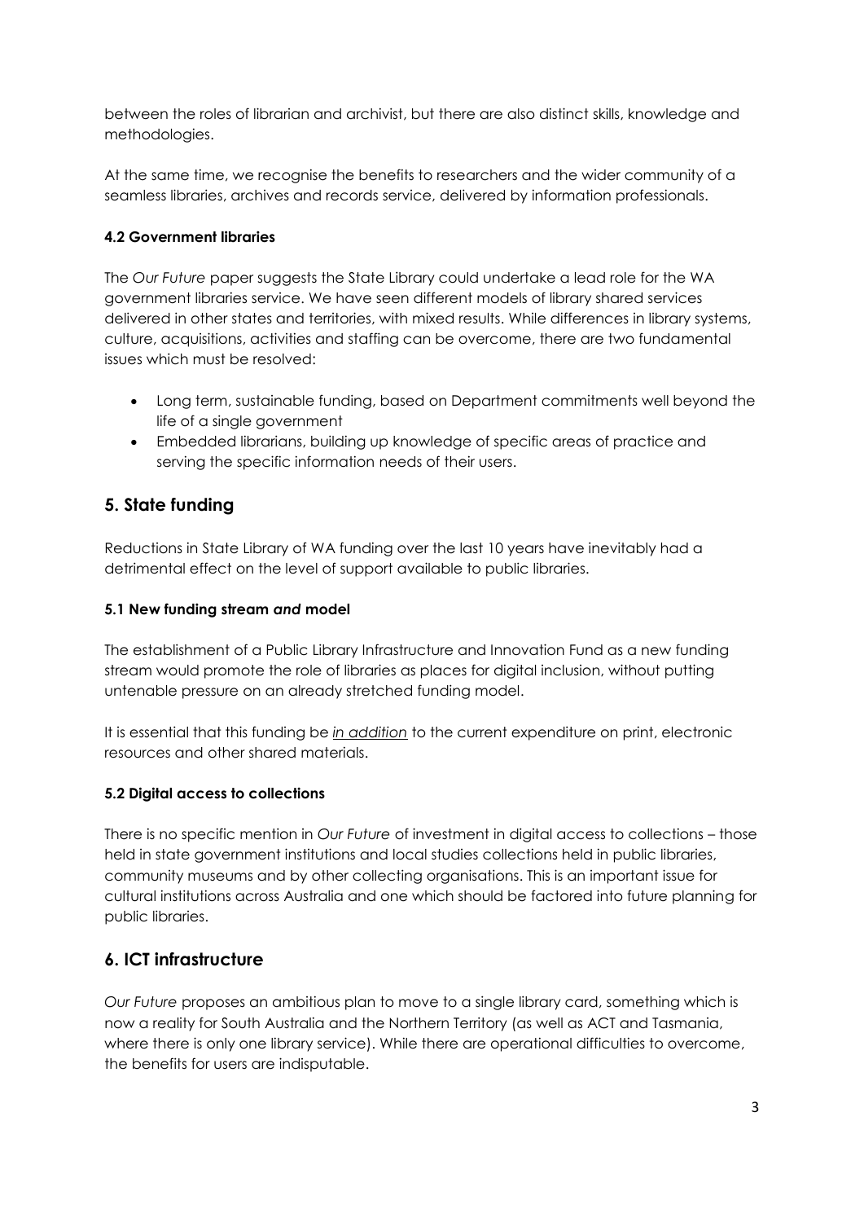between the roles of librarian and archivist, but there are also distinct skills, knowledge and methodologies.

At the same time, we recognise the benefits to researchers and the wider community of a seamless libraries, archives and records service, delivered by information professionals.

#### 4.2 Government libraries

The *Our Future* paper suggests the State Library could undertake a lead role for the WA government libraries service. We have seen different models of library shared services delivered in other states and territories, with mixed results. While differences in library systems, culture, acquisitions, activities and staffing can be overcome, there are two fundamental issues which must be resolved:

- Long term, sustainable funding, based on Department commitments well beyond the life of a single government
- Embedded librarians, building up knowledge of specific areas of practice and serving the specific information needs of their users.

## 5. State funding

Reductions in State Library of WA funding over the last 10 years have inevitably had a detrimental effect on the level of support available to public libraries.

#### 5.1 New funding stream *and* model

The establishment of a Public Library Infrastructure and Innovation Fund as a new funding stream would promote the role of libraries as places for digital inclusion, without putting untenable pressure on an already stretched funding model.

It is essential that this funding be *in addition* to the current expenditure on print, electronic resources and other shared materials.

#### 5.2 Digital access to collections

There is no specific mention in *Our Future* of investment in digital access to collections – those held in state government institutions and local studies collections held in public libraries, community museums and by other collecting organisations. This is an important issue for cultural institutions across Australia and one which should be factored into future planning for public libraries.

## 6. ICT infrastructure

*Our Future* proposes an ambitious plan to move to a single library card, something which is now a reality for South Australia and the Northern Territory (as well as ACT and Tasmania, where there is only one library service). While there are operational difficulties to overcome, the benefits for users are indisputable.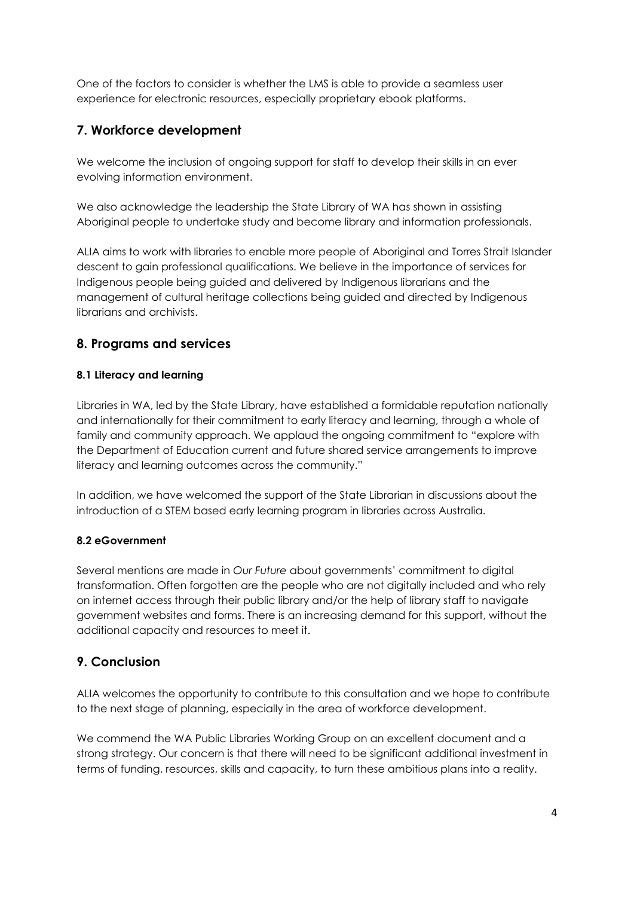One of the factors to consider is whether the LMS is able to provide a seamless user experience for electronic resources, especially proprietary ebook platforms.

## 7. Workforce development

We welcome the inclusion of ongoing support for staff to develop their skills in an ever evolving information environment.

We also acknowledge the leadership the State Library of WA has shown in assisting Aboriginal people to undertake study and become library and information professionals.

ALIA aims to work with libraries to enable more people of Aboriginal and Torres Strait Islander descent to gain professional qualifications. We believe in the importance of services for Indigenous people being guided and delivered by Indigenous librarians and the management of cultural heritage collections being guided and directed by Indigenous librarians and archivists.

## 8. Programs and services

### 8.1 Literacy and learning

Libraries in WA, led by the State Library, have established a formidable reputation nationally and internationally for their commitment to early literacy and learning, through a whole of family and community approach. We applaud the ongoing commitment to "explore with the Department of Education current and future shared service arrangements to improve literacy and learning outcomes across the community."

In addition, we have welcomed the support of the State Librarian in discussions about the introduction of a STEM based early learning program in libraries across Australia.

### 8.2 eGovernment

Several mentions are made in *Our Future* about governments' commitment to digital transformation. Often forgotten are the people who are not digitally included and who rely on internet access through their public library and/or the help of library staff to navigate government websites and forms. There is an increasing demand for this support, without the additional capacity and resources to meet it.

## 9. Conclusion

ALIA welcomes the opportunity to contribute to this consultation and we hope to contribute to the next stage of planning, especially in the area of workforce development.

We commend the WA Public Libraries Working Group on an excellent document and a strong strategy. Our concern is that there will need to be significant additional investment in terms of funding, resources, skills and capacity, to turn these ambitious plans into a reality.